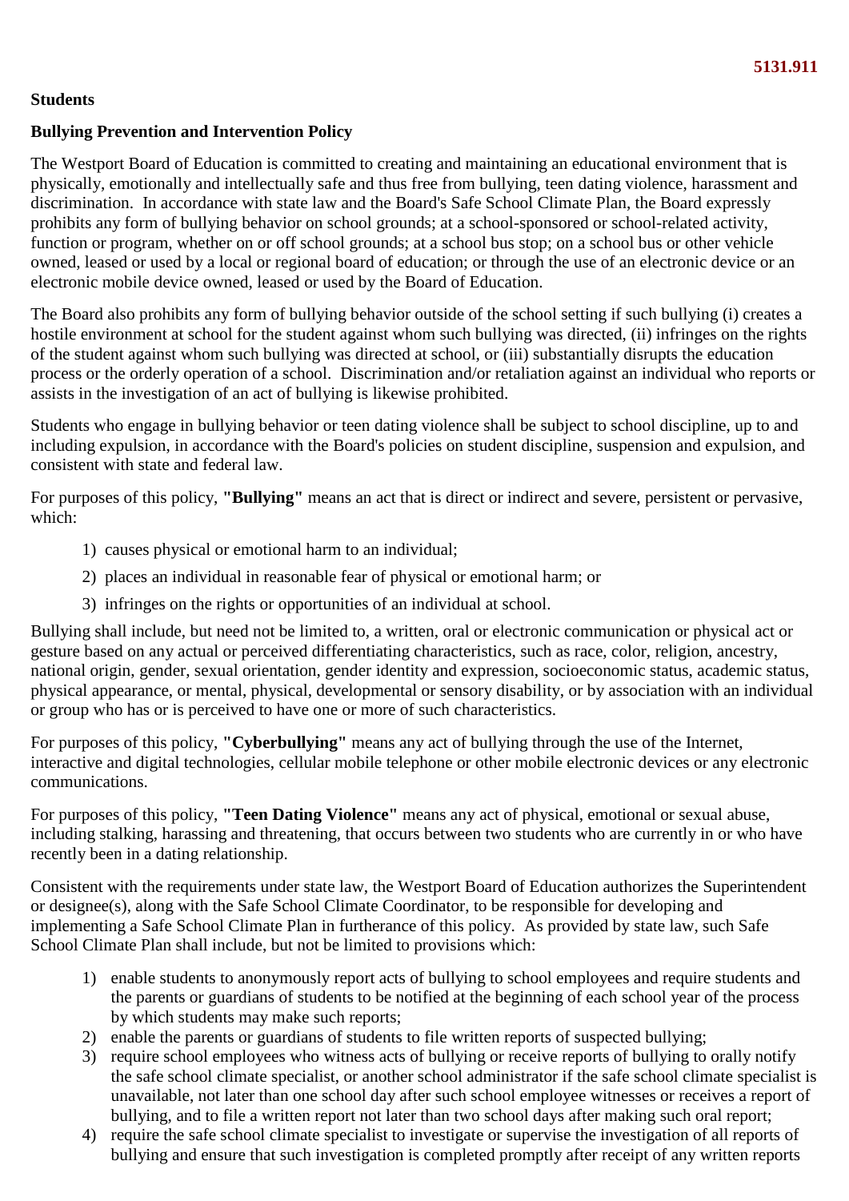5131.911

**Students**

**Bullying Prevention and Intervention Policy**

The Westport Board of Education is committed to creating and maintaining an educational environment that is physically, emotionally and intellectually safe and thus free from bullying, teen dating violence, harassment and discrimination. In accordance with state law and the Board's Safe School Climate Plan, the Board expressly prohibits any form of bullying behavior on school grounds; at a school-sponsored or school-related activity, function or program, whether on or off school grounds; at a school bus stop; on a school bus or other vehicle owned, leased or used by a local or regional board of education; or through the use of an electronic device or an electronic mobile device owned, leased or used by the Board of Education.

The Board also prohibits any form of bullying behavior outside of the school setting if such bullying (i) creates a hostile environment at school for the student against whom such bullying was directed, (ii) infringes on the rights of the student against whom such bullying was directed at school, or (iii) substantially disrupts the education process or the orderly operation of a school. Discrimination and/or retaliation against an individual who reports or assists in the investigation of an act of bullying is likewise prohibited.

Students who engage in bullying behavior or teen dating violence shall be subject to school discipline, up to and including expulsion, in accordance with the Board's policies on student discipline, suspension and expulsion, and consistent with state and federal law.

For purposes of this policy, **"Bullying"** means an act that is direct or indirect and severe, persistent or pervasive, which:

1) causes physical or emotional harm to an individual;
2) places an individual in reasonable fear of physical or emotional harm; or
3) infringes on the rights or opportunities of an individual at school.

Bullying shall include, but need not be limited to, a written, oral or electronic communication or physical act or gesture based on any actual or perceived differentiating characteristics, such as race, color, religion, ancestry, national origin, gender, sexual orientation, gender identity and expression, socioeconomic status, academic status, physical appearance, or mental, physical, developmental or sensory disability, or by association with an individual or group who has or is perceived to have one or more of such characteristics.

For purposes of this policy, **"Cyberbullying"** means any act of bullying through the use of the Internet, interactive and digital technologies, cellular mobile telephone or other mobile electronic devices or any electronic communications.

For purposes of this policy, **"Teen Dating Violence"** means any act of physical, emotional or sexual abuse, including stalking, harassing and threatening, that occurs between two students who are currently in or who have recently been in a dating relationship.

Consistent with the requirements under state law, the Westport Board of Education authorizes the Superintendent or designee(s), along with the Safe School Climate Coordinator, to be responsible for developing and implementing a Safe School Climate Plan in furtherance of this policy. As provided by state law, such Safe School Climate Plan shall include, but not be limited to provisions which:

1) enable students to anonymously report acts of bullying to school employees and require students and the parents or guardians of students to be notified at the beginning of each school year of the process by which students may make such reports;
2) enable the parents or guardians of students to file written reports of suspected bullying;
3) require school employees who witness acts of bullying or receive reports of bullying to orally notify the safe school climate specialist, or another school administrator if the safe school climate specialist is unavailable, not later than one school day after such school employee witnesses or receives a report of bullying, and to file a written report not later than two school days after making such oral report;
4) require the safe school climate specialist to investigate or supervise the investigation of all reports of bullying and ensure that such investigation is completed promptly after receipt of any written reports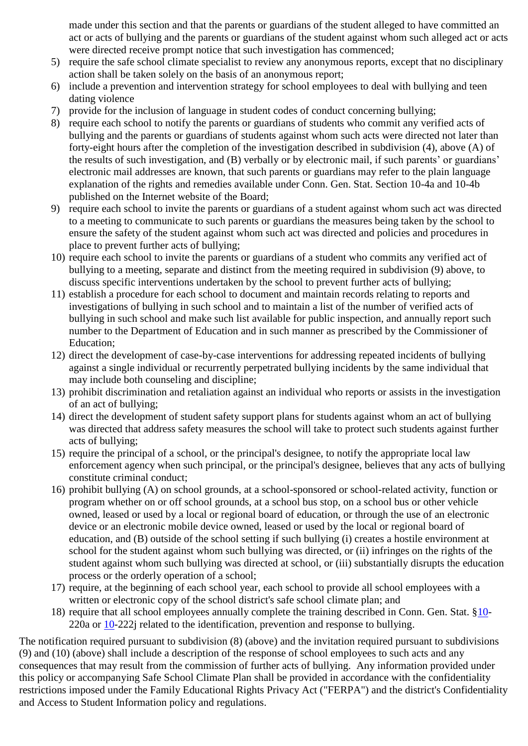made under this section and that the parents or guardians of the student alleged to have committed an act or acts of bullying and the parents or guardians of the student against whom such alleged act or acts were directed receive prompt notice that such investigation has commenced;

5) require the safe school climate specialist to review any anonymous reports, except that no disciplinary action shall be taken solely on the basis of an anonymous report;
6) include a prevention and intervention strategy for school employees to deal with bullying and teen dating violence
7) provide for the inclusion of language in student codes of conduct concerning bullying;
8) require each school to notify the parents or guardians of students who commit any verified acts of bullying and the parents or guardians of students against whom such acts were directed not later than forty-eight hours after the completion of the investigation described in subdivision (4), above (A) of the results of such investigation, and (B) verbally or by electronic mail, if such parents' or guardians' electronic mail addresses are known, that such parents or guardians may refer to the plain language explanation of the rights and remedies available under Conn. Gen. Stat. Section 10-4a and 10-4b published on the Internet website of the Board;
9) require each school to invite the parents or guardians of a student against whom such act was directed to a meeting to communicate to such parents or guardians the measures being taken by the school to ensure the safety of the student against whom such act was directed and policies and procedures in place to prevent further acts of bullying;
10) require each school to invite the parents or guardians of a student who commits any verified act of bullying to a meeting, separate and distinct from the meeting required in subdivision (9) above, to discuss specific interventions undertaken by the school to prevent further acts of bullying;
11) establish a procedure for each school to document and maintain records relating to reports and investigations of bullying in such school and to maintain a list of the number of verified acts of bullying in such school and make such list available for public inspection, and annually report such number to the Department of Education and in such manner as prescribed by the Commissioner of Education;
12) direct the development of case-by-case interventions for addressing repeated incidents of bullying against a single individual or recurrently perpetrated bullying incidents by the same individual that may include both counseling and discipline;
13) prohibit discrimination and retaliation against an individual who reports or assists in the investigation of an act of bullying;
14) direct the development of student safety support plans for students against whom an act of bullying was directed that address safety measures the school will take to protect such students against further acts of bullying;
15) require the principal of a school, or the principal's designee, to notify the appropriate local law enforcement agency when such principal, or the principal's designee, believes that any acts of bullying constitute criminal conduct;
16) prohibit bullying (A) on school grounds, at a school-sponsored or school-related activity, function or program whether on or off school grounds, at a school bus stop, on a school bus or other vehicle owned, leased or used by a local or regional board of education, or through the use of an electronic device or an electronic mobile device owned, leased or used by the local or regional board of education, and (B) outside of the school setting if such bullying (i) creates a hostile environment at school for the student against whom such bullying was directed, or (ii) infringes on the rights of the student against whom such bullying was directed at school, or (iii) substantially disrupts the education process or the orderly operation of a school;
17) require, at the beginning of each school year, each school to provide all school employees with a written or electronic copy of the school district's safe school climate plan; and
18) require that all school employees annually complete the training described in Conn. Gen. Stat. §10-220a or 10-222j related to the identification, prevention and response to bullying.

The notification required pursuant to subdivision (8) (above) and the invitation required pursuant to subdivisions (9) and (10) (above) shall include a description of the response of school employees to such acts and any consequences that may result from the commission of further acts of bullying. Any information provided under this policy or accompanying Safe School Climate Plan shall be provided in accordance with the confidentiality restrictions imposed under the Family Educational Rights Privacy Act ("FERPA") and the district's Confidentiality and Access to Student Information policy and regulations.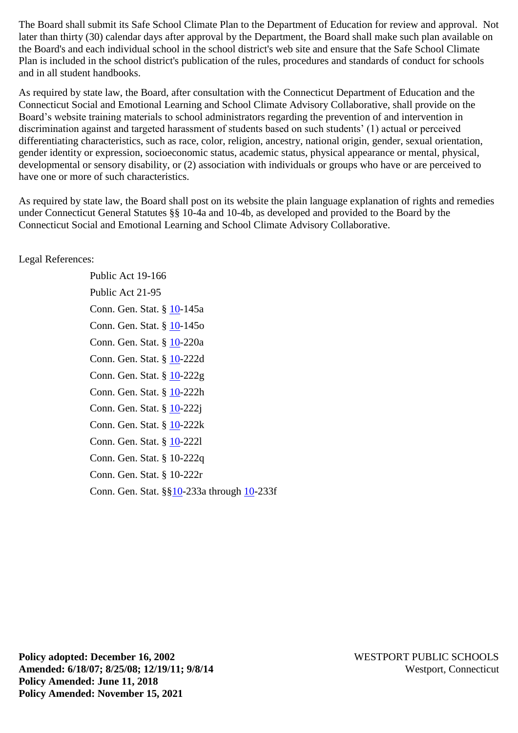The Board shall submit its Safe School Climate Plan to the Department of Education for review and approval. Not later than thirty (30) calendar days after approval by the Department, the Board shall make such plan available on the Board's and each individual school in the school district's web site and ensure that the Safe School Climate Plan is included in the school district's publication of the rules, procedures and standards of conduct for schools and in all student handbooks.

As required by state law, the Board, after consultation with the Connecticut Department of Education and the Connecticut Social and Emotional Learning and School Climate Advisory Collaborative, shall provide on the Board's website training materials to school administrators regarding the prevention of and intervention in discrimination against and targeted harassment of students based on such students' (1) actual or perceived differentiating characteristics, such as race, color, religion, ancestry, national origin, gender, sexual orientation, gender identity or expression, socioeconomic status, academic status, physical appearance or mental, physical, developmental or sensory disability, or (2) association with individuals or groups who have or are perceived to have one or more of such characteristics.

As required by state law, the Board shall post on its website the plain language explanation of rights and remedies under Connecticut General Statutes §§ 10-4a and 10-4b, as developed and provided to the Board by the Connecticut Social and Emotional Learning and School Climate Advisory Collaborative.

Legal References:

Public Act 19-166
Public Act 21-95
Conn. Gen. Stat. § 10-145a
Conn. Gen. Stat. § 10-145o
Conn. Gen. Stat. § 10-220a
Conn. Gen. Stat. § 10-222d
Conn. Gen. Stat. § 10-222g
Conn. Gen. Stat. § 10-222h
Conn. Gen. Stat. § 10-222j
Conn. Gen. Stat. § 10-222k
Conn. Gen. Stat. § 10-222l
Conn. Gen. Stat. § 10-222q
Conn. Gen. Stat. § 10-222r
Conn. Gen. Stat. §§10-233a through 10-233f

**Policy adopted: December 16, 2002**
**Amended: 6/18/07; 8/25/08; 12/19/11; 9/8/14**
**Policy Amended: June 11, 2018**
**Policy Amended: November 15, 2021**

WESTPORT PUBLIC SCHOOLS
Westport, Connecticut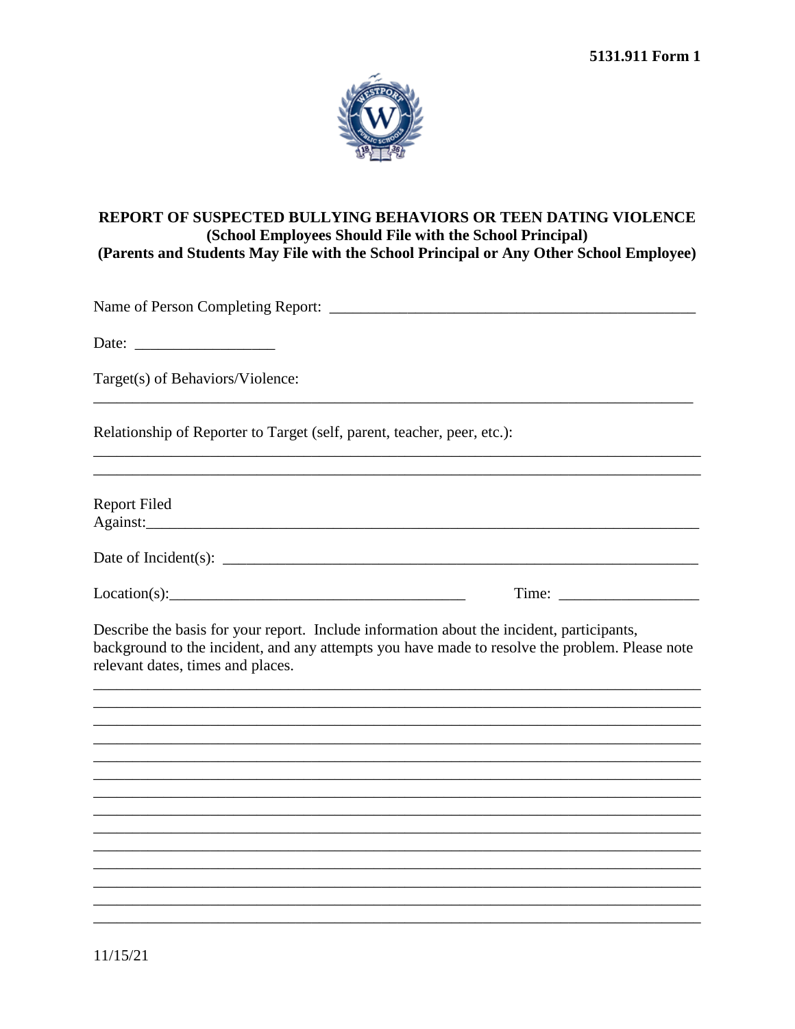5131.911 Form 1

# REPORT OF SUSPECTED BULLYING BEHAVIORS OR TEEN DATING VIOLENCE

**(School Employees Should File with the School Principal)**
**(Parents and Students May File with the School Principal or Any Other School Employee)**

Name of Person Completing Report: ______________________________________________

Date: __________________

Target(s) of Behaviors/Violence:

_______________________________________________________________________________

Relationship of Reporter to Target (self, parent, teacher, peer, etc.):

_______________________________________________________________________________

_______________________________________________________________________________

Report Filed Against:___________________________________________________________

Date of Incident(s): ____________________________________________________________

Location(s):_______________________________________ Time: __________________

Describe the basis for your report. Include information about the incident, participants, background to the incident, and any attempts you have made to resolve the problem. Please note relevant dates, times and places.

_______________________________________________________________________________

_______________________________________________________________________________

_______________________________________________________________________________

_______________________________________________________________________________

_______________________________________________________________________________

_______________________________________________________________________________

_______________________________________________________________________________

_______________________________________________________________________________

_______________________________________________________________________________

_______________________________________________________________________________

_______________________________________________________________________________

_______________________________________________________________________________

_______________________________________________________________________________

_______________________________________________________________________________

11/15/21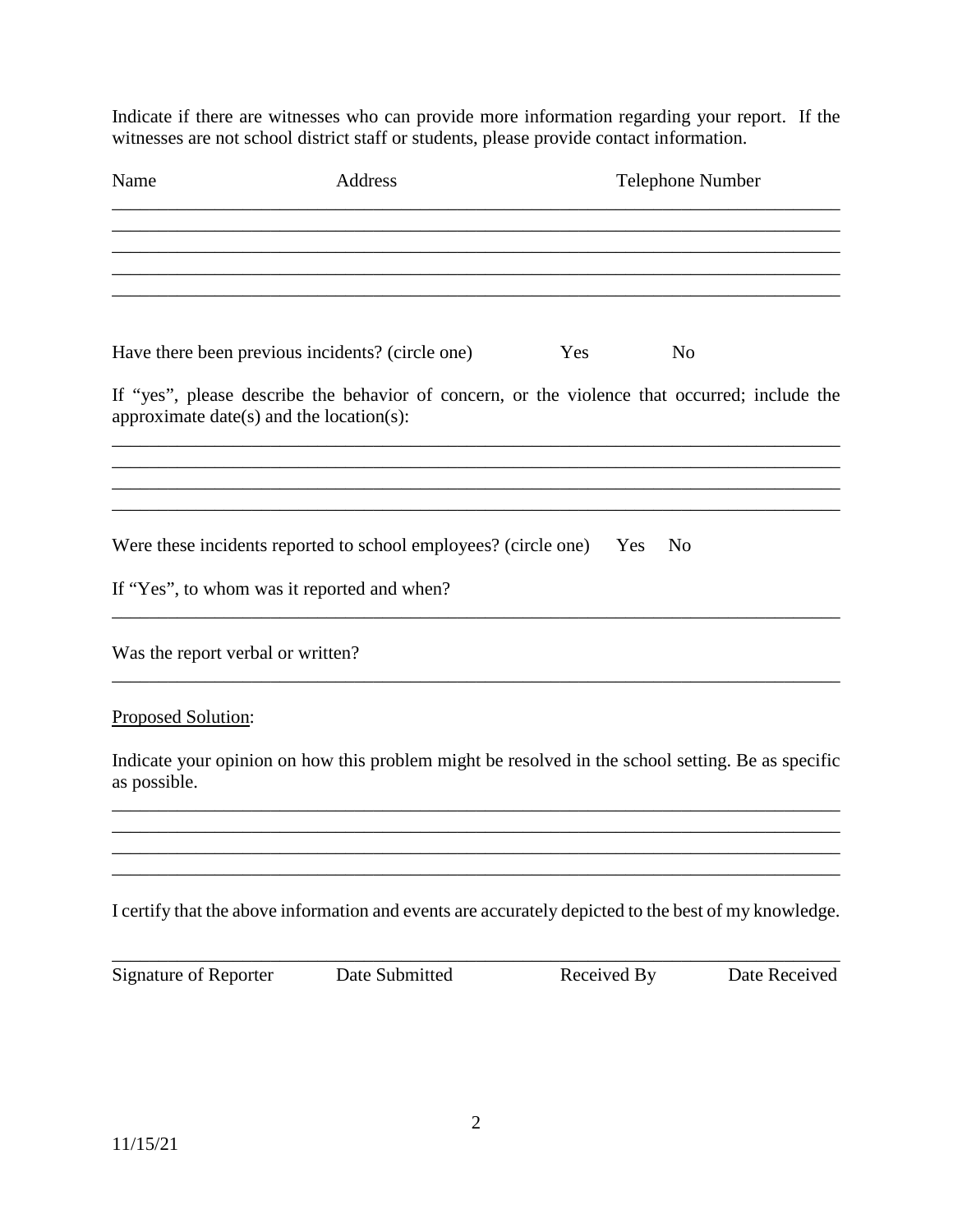Indicate if there are witnesses who can provide more information regarding your report. If the witnesses are not school district staff or students, please provide contact information.

| Name | Address | Telephone Number |
|---|---|---|
| | | |
| | | |
| | | |
| | | |
| | | |

Have there been previous incidents? (circle one) Yes No

If "yes", please describe the behavior of concern, or the violence that occurred; include the approximate date(s) and the location(s):

\_\_\_\_\_\_\_\_\_\_\_\_\_\_\_\_\_\_\_\_\_\_\_\_\_\_\_\_\_\_\_\_\_\_\_\_\_\_\_\_\_\_\_\_\_\_\_\_\_\_\_\_\_\_\_\_\_\_\_\_\_\_\_\_\_\_\_\_\_\_\_\_

\_\_\_\_\_\_\_\_\_\_\_\_\_\_\_\_\_\_\_\_\_\_\_\_\_\_\_\_\_\_\_\_\_\_\_\_\_\_\_\_\_\_\_\_\_\_\_\_\_\_\_\_\_\_\_\_\_\_\_\_\_\_\_\_\_\_\_\_\_\_\_\_

\_\_\_\_\_\_\_\_\_\_\_\_\_\_\_\_\_\_\_\_\_\_\_\_\_\_\_\_\_\_\_\_\_\_\_\_\_\_\_\_\_\_\_\_\_\_\_\_\_\_\_\_\_\_\_\_\_\_\_\_\_\_\_\_\_\_\_\_\_\_\_\_

\_\_\_\_\_\_\_\_\_\_\_\_\_\_\_\_\_\_\_\_\_\_\_\_\_\_\_\_\_\_\_\_\_\_\_\_\_\_\_\_\_\_\_\_\_\_\_\_\_\_\_\_\_\_\_\_\_\_\_\_\_\_\_\_\_\_\_\_\_\_\_\_

Were these incidents reported to school employees? (circle one) Yes No

If "Yes", to whom was it reported and when?

\_\_\_\_\_\_\_\_\_\_\_\_\_\_\_\_\_\_\_\_\_\_\_\_\_\_\_\_\_\_\_\_\_\_\_\_\_\_\_\_\_\_\_\_\_\_\_\_\_\_\_\_\_\_\_\_\_\_\_\_\_\_\_\_\_\_\_\_\_\_\_\_

Was the report verbal or written?

\_\_\_\_\_\_\_\_\_\_\_\_\_\_\_\_\_\_\_\_\_\_\_\_\_\_\_\_\_\_\_\_\_\_\_\_\_\_\_\_\_\_\_\_\_\_\_\_\_\_\_\_\_\_\_\_\_\_\_\_\_\_\_\_\_\_\_\_\_\_\_\_

<u>Proposed Solution</u>:

Indicate your opinion on how this problem might be resolved in the school setting. Be as specific as possible.

\_\_\_\_\_\_\_\_\_\_\_\_\_\_\_\_\_\_\_\_\_\_\_\_\_\_\_\_\_\_\_\_\_\_\_\_\_\_\_\_\_\_\_\_\_\_\_\_\_\_\_\_\_\_\_\_\_\_\_\_\_\_\_\_\_\_\_\_\_\_\_\_

\_\_\_\_\_\_\_\_\_\_\_\_\_\_\_\_\_\_\_\_\_\_\_\_\_\_\_\_\_\_\_\_\_\_\_\_\_\_\_\_\_\_\_\_\_\_\_\_\_\_\_\_\_\_\_\_\_\_\_\_\_\_\_\_\_\_\_\_\_\_\_\_

\_\_\_\_\_\_\_\_\_\_\_\_\_\_\_\_\_\_\_\_\_\_\_\_\_\_\_\_\_\_\_\_\_\_\_\_\_\_\_\_\_\_\_\_\_\_\_\_\_\_\_\_\_\_\_\_\_\_\_\_\_\_\_\_\_\_\_\_\_\_\_\_

\_\_\_\_\_\_\_\_\_\_\_\_\_\_\_\_\_\_\_\_\_\_\_\_\_\_\_\_\_\_\_\_\_\_\_\_\_\_\_\_\_\_\_\_\_\_\_\_\_\_\_\_\_\_\_\_\_\_\_\_\_\_\_\_\_\_\_\_\_\_\_\_

I certify that the above information and events are accurately depicted to the best of my knowledge.

| Signature of Reporter | Date Submitted | Received By | Date Received |
|---|---|---|---|
| | | | |

11/15/21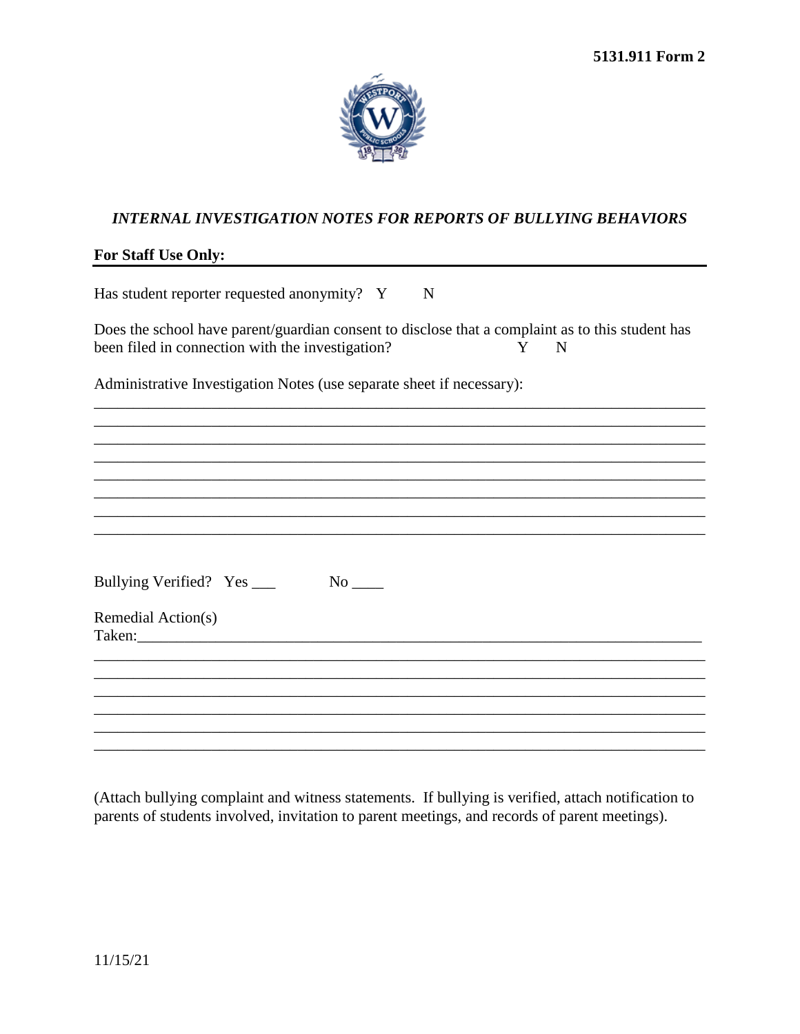**5131.911 Form 2**

## *INTERNAL INVESTIGATION NOTES FOR REPORTS OF BULLYING BEHAVIORS*

**For Staff Use Only:**

Has student reporter requested anonymity? Y N

Does the school have parent/guardian consent to disclose that a complaint as to this student has been filed in connection with the investigation? Y N

Administrative Investigation Notes (use separate sheet if necessary):

________________________________________________________________________________
________________________________________________________________________________
________________________________________________________________________________
________________________________________________________________________________
________________________________________________________________________________
________________________________________________________________________________
________________________________________________________________________________
________________________________________________________________________________

Bullying Verified? Yes ___ No ____

Remedial Action(s)
Taken:_________________________________________________________________________
________________________________________________________________________________
________________________________________________________________________________
________________________________________________________________________________
________________________________________________________________________________
________________________________________________________________________________
________________________________________________________________________________

(Attach bullying complaint and witness statements. If bullying is verified, attach notification to parents of students involved, invitation to parent meetings, and records of parent meetings).

11/15/21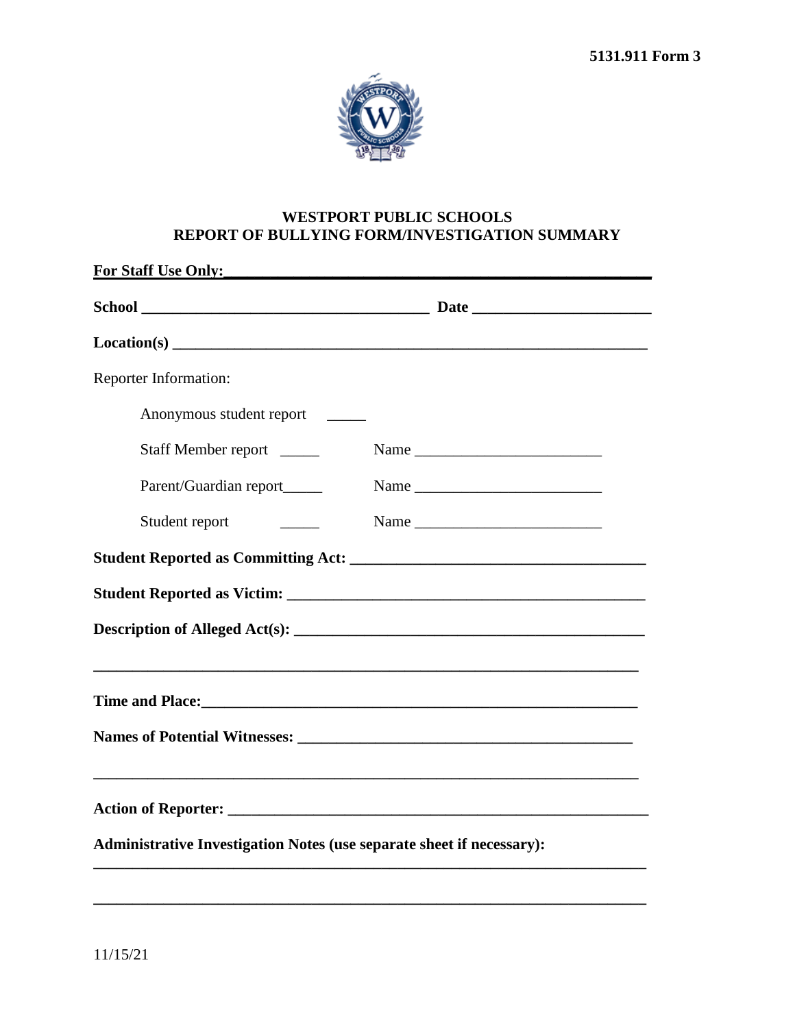5131.911 Form 3

# WESTPORT PUBLIC SCHOOLS
## REPORT OF BULLYING FORM/INVESTIGATION SUMMARY

**For Staff Use Only:**______________________________________________

**School** _____________________________________ **Date** _______________________

**Location(s)** ___________________________________________________________

Reporter Information:

Anonymous student report _____

Staff Member report _____ Name _______________________

Parent/Guardian report_____ Name _______________________

Student report _____ Name _______________________

**Student Reported as Committing Act:** _____________________________________

**Student Reported as Victim:** ___________________________________________

**Description of Alleged Act(s):** ________________________________________

_______________________________________________________________________

**Time and Place:**_____________________________________________________

**Names of Potential Witnesses:** _________________________________________

_______________________________________________________________________

**Action of Reporter:** _________________________________________________

**Administrative Investigation Notes (use separate sheet if necessary):**

_______________________________________________________________________

_______________________________________________________________________

11/15/21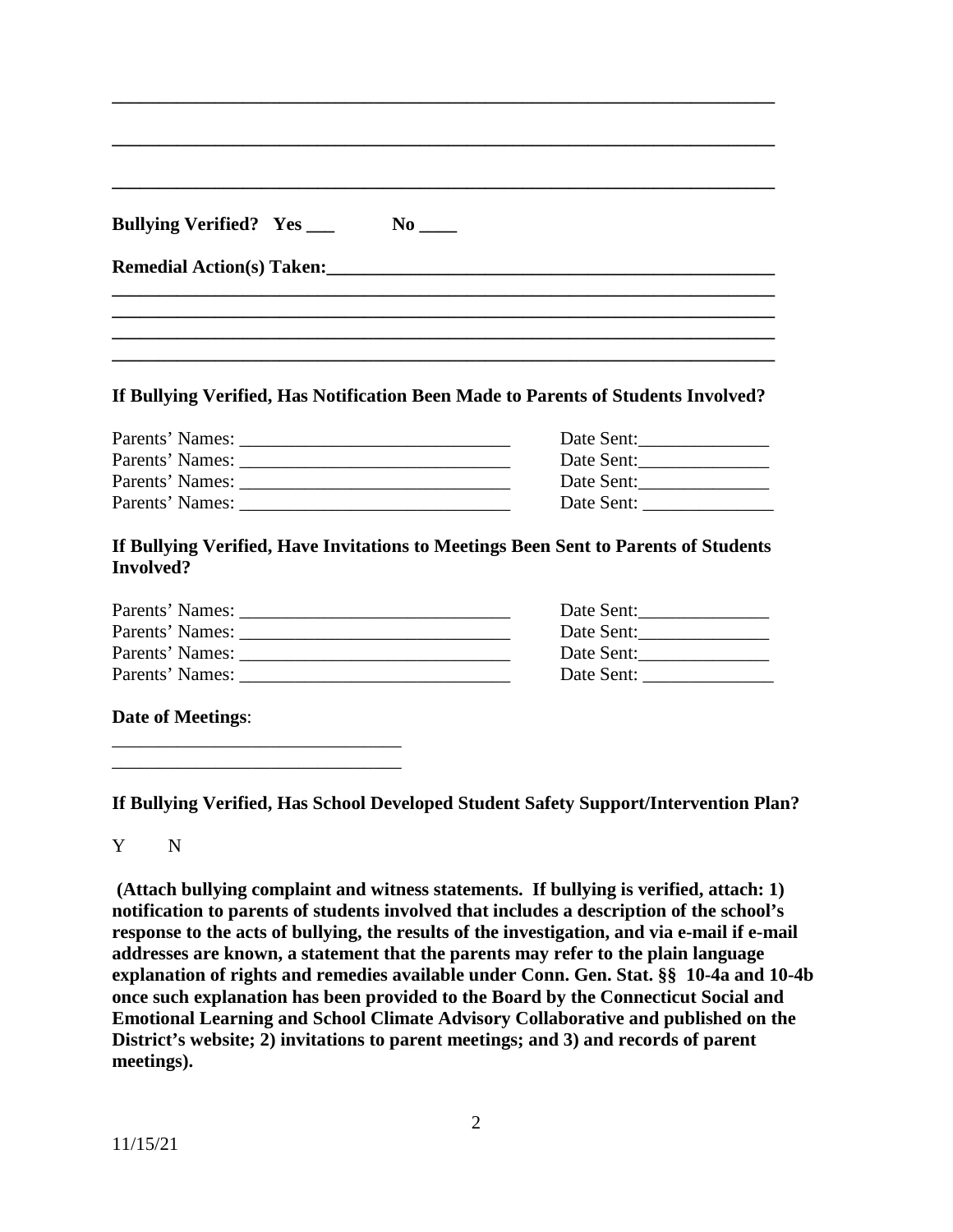\_\_\_\_\_\_\_\_\_\_\_\_\_\_\_\_\_\_\_\_\_\_\_\_\_\_\_\_\_\_\_\_\_\_\_\_\_\_\_\_\_\_\_\_\_\_\_\_\_\_\_\_\_\_\_\_\_\_\_\_\_\_\_\_

\_\_\_\_\_\_\_\_\_\_\_\_\_\_\_\_\_\_\_\_\_\_\_\_\_\_\_\_\_\_\_\_\_\_\_\_\_\_\_\_\_\_\_\_\_\_\_\_\_\_\_\_\_\_\_\_\_\_\_\_\_\_\_\_

\_\_\_\_\_\_\_\_\_\_\_\_\_\_\_\_\_\_\_\_\_\_\_\_\_\_\_\_\_\_\_\_\_\_\_\_\_\_\_\_\_\_\_\_\_\_\_\_\_\_\_\_\_\_\_\_\_\_\_\_\_\_\_\_

**Bullying Verified? Yes \_\_\_ No \_\_\_\_**

**Remedial Action(s) Taken:\_\_\_\_\_\_\_\_\_\_\_\_\_\_\_\_\_\_\_\_\_\_\_\_\_\_\_\_\_\_\_\_\_\_\_\_\_\_\_\_\_\_\_\_\_\_**

\_\_\_\_\_\_\_\_\_\_\_\_\_\_\_\_\_\_\_\_\_\_\_\_\_\_\_\_\_\_\_\_\_\_\_\_\_\_\_\_\_\_\_\_\_\_\_\_\_\_\_\_\_\_\_\_\_\_\_\_\_\_\_\_

\_\_\_\_\_\_\_\_\_\_\_\_\_\_\_\_\_\_\_\_\_\_\_\_\_\_\_\_\_\_\_\_\_\_\_\_\_\_\_\_\_\_\_\_\_\_\_\_\_\_\_\_\_\_\_\_\_\_\_\_\_\_\_\_

\_\_\_\_\_\_\_\_\_\_\_\_\_\_\_\_\_\_\_\_\_\_\_\_\_\_\_\_\_\_\_\_\_\_\_\_\_\_\_\_\_\_\_\_\_\_\_\_\_\_\_\_\_\_\_\_\_\_\_\_\_\_\_\_

\_\_\_\_\_\_\_\_\_\_\_\_\_\_\_\_\_\_\_\_\_\_\_\_\_\_\_\_\_\_\_\_\_\_\_\_\_\_\_\_\_\_\_\_\_\_\_\_\_\_\_\_\_\_\_\_\_\_\_\_\_\_\_\_

**If Bullying Verified, Has Notification Been Made to Parents of Students Involved?**

Parents' Names: \_\_\_\_\_\_\_\_\_\_\_\_\_\_\_\_\_\_\_\_\_\_\_\_\_\_\_\_ Date Sent:\_\_\_\_\_\_\_\_\_\_\_\_\_\_

Parents' Names: \_\_\_\_\_\_\_\_\_\_\_\_\_\_\_\_\_\_\_\_\_\_\_\_\_\_\_\_ Date Sent:\_\_\_\_\_\_\_\_\_\_\_\_\_\_

Parents' Names: \_\_\_\_\_\_\_\_\_\_\_\_\_\_\_\_\_\_\_\_\_\_\_\_\_\_\_\_ Date Sent:\_\_\_\_\_\_\_\_\_\_\_\_\_\_

Parents' Names: \_\_\_\_\_\_\_\_\_\_\_\_\_\_\_\_\_\_\_\_\_\_\_\_\_\_\_\_ Date Sent: \_\_\_\_\_\_\_\_\_\_\_\_\_\_

**If Bullying Verified, Have Invitations to Meetings Been Sent to Parents of Students Involved?**

Parents' Names: \_\_\_\_\_\_\_\_\_\_\_\_\_\_\_\_\_\_\_\_\_\_\_\_\_\_\_\_ Date Sent:\_\_\_\_\_\_\_\_\_\_\_\_\_\_

Parents' Names: \_\_\_\_\_\_\_\_\_\_\_\_\_\_\_\_\_\_\_\_\_\_\_\_\_\_\_\_ Date Sent:\_\_\_\_\_\_\_\_\_\_\_\_\_\_

Parents' Names: \_\_\_\_\_\_\_\_\_\_\_\_\_\_\_\_\_\_\_\_\_\_\_\_\_\_\_\_ Date Sent:\_\_\_\_\_\_\_\_\_\_\_\_\_\_

Parents' Names: \_\_\_\_\_\_\_\_\_\_\_\_\_\_\_\_\_\_\_\_\_\_\_\_\_\_\_\_ Date Sent: \_\_\_\_\_\_\_\_\_\_\_\_\_\_

**Date of Meetings**:

\_\_\_\_\_\_\_\_\_\_\_\_\_\_\_\_\_\_\_\_\_\_\_\_\_\_\_\_\_\_

\_\_\_\_\_\_\_\_\_\_\_\_\_\_\_\_\_\_\_\_\_\_\_\_\_\_\_\_\_\_

**If Bullying Verified, Has School Developed Student Safety Support/Intervention Plan?**

Y N

**(Attach bullying complaint and witness statements. If bullying is verified, attach: 1) notification to parents of students involved that includes a description of the school's response to the acts of bullying, the results of the investigation, and via e-mail if e-mail addresses are known, a statement that the parents may refer to the plain language explanation of rights and remedies available under Conn. Gen. Stat. §§ 10-4a and 10-4b once such explanation has been provided to the Board by the Connecticut Social and Emotional Learning and School Climate Advisory Collaborative and published on the District's website; 2) invitations to parent meetings; and 3) and records of parent meetings).**

11/15/21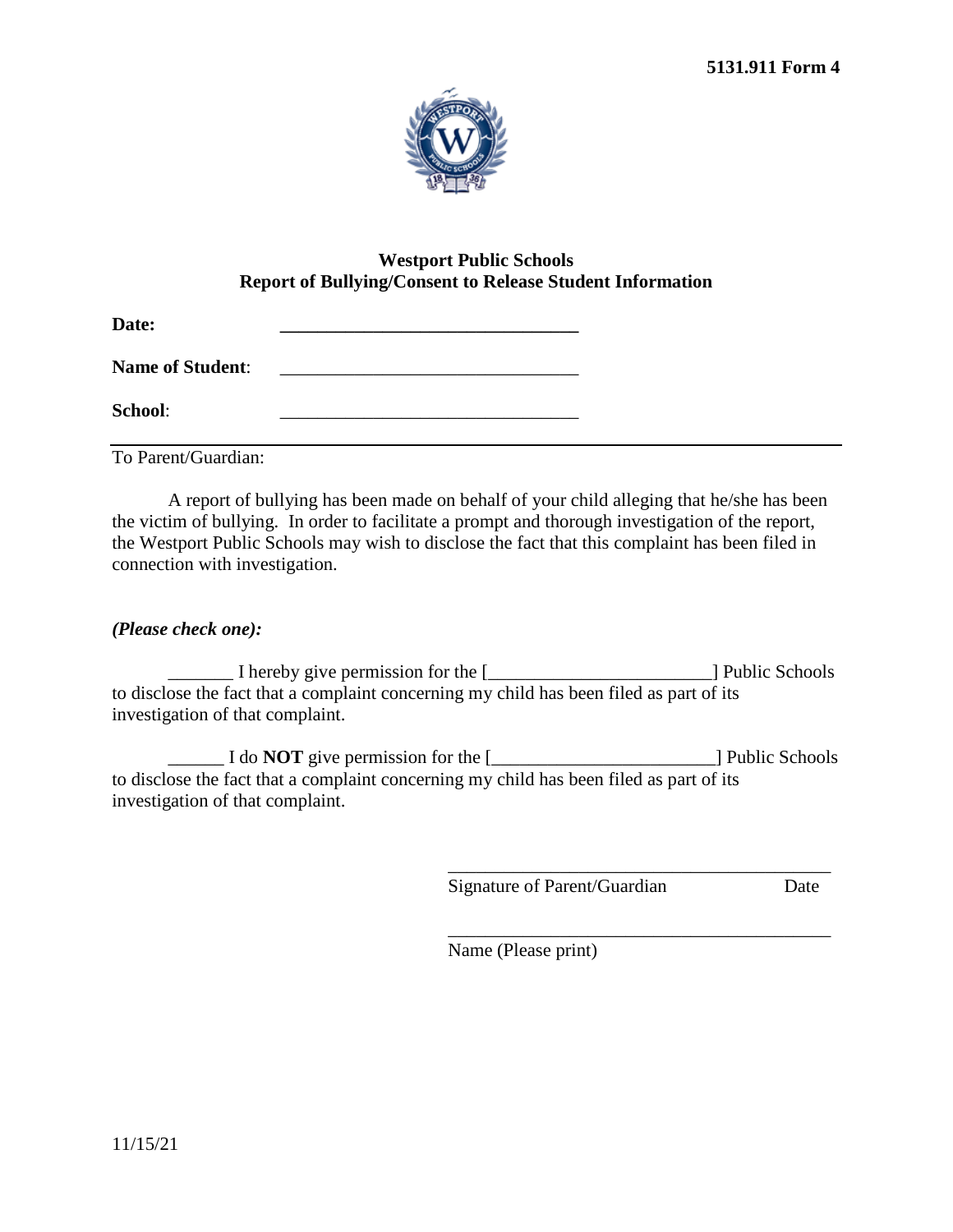**5131.911 Form 4**

**Westport Public Schools**
**Report of Bullying/Consent to Release Student Information**

**Date:** ________________________________

**Name of Student**: ________________________________

**School**: ________________________________

---

To Parent/Guardian:

A report of bullying has been made on behalf of your child alleging that he/she has been the victim of bullying. In order to facilitate a prompt and thorough investigation of the report, the Westport Public Schools may wish to disclose the fact that this complaint has been filed in connection with investigation.

***(Please check one):***

_______ I hereby give permission for the [________________________] Public Schools to disclose the fact that a complaint concerning my child has been filed as part of its investigation of that complaint.

______ I do **NOT** give permission for the [________________________] Public Schools to disclose the fact that a complaint concerning my child has been filed as part of its investigation of that complaint.

__________________________________________
Signature of Parent/Guardian Date

__________________________________________
Name (Please print)

11/15/21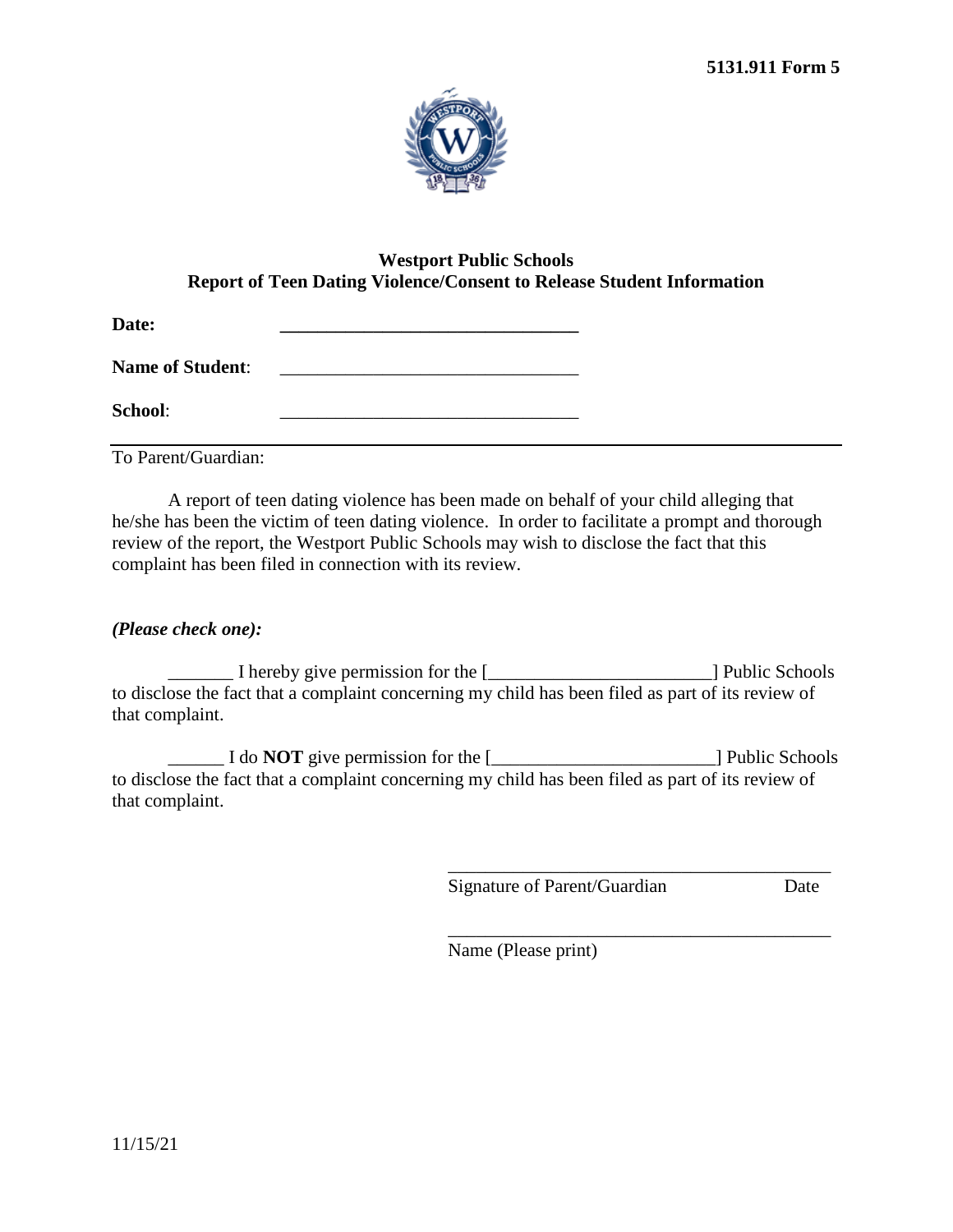5131.911 Form 5

**Westport Public Schools**
**Report of Teen Dating Violence/Consent to Release Student Information**

**Date:** ________________________________

**Name of Student**: ________________________________

**School**: ________________________________

---

To Parent/Guardian:

A report of teen dating violence has been made on behalf of your child alleging that he/she has been the victim of teen dating violence. In order to facilitate a prompt and thorough review of the report, the Westport Public Schools may wish to disclose the fact that this complaint has been filed in connection with its review.

***(Please check one):***

_______ I hereby give permission for the [________________________] Public Schools to disclose the fact that a complaint concerning my child has been filed as part of its review of that complaint.

______ I do **NOT** give permission for the [________________________] Public Schools to disclose the fact that a complaint concerning my child has been filed as part of its review of that complaint.

__________________________________________
Signature of Parent/Guardian Date

__________________________________________
Name (Please print)

11/15/21